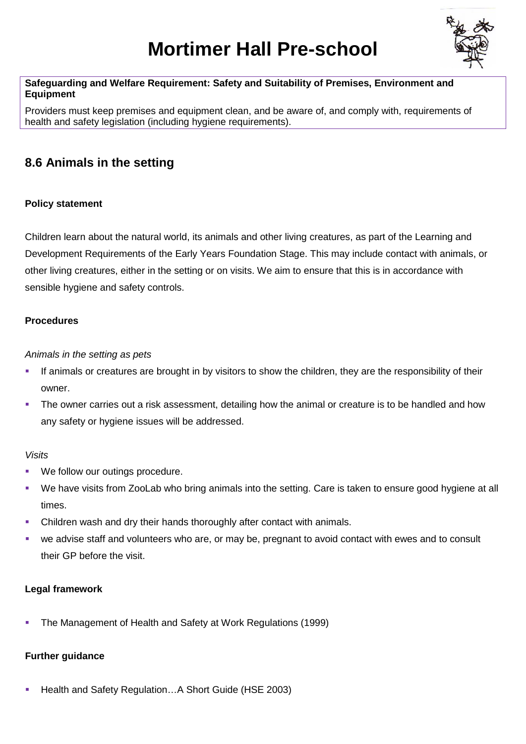# Mortimer Hall Pre-school

**Safeguarding and Welfare Requirement: Safety and Suitability of Premises, Environment and Equipment**

Providers must keep premises and equipment clean, and be aware of, and comply with, requirements of health and safety legislation (including hygiene requirements).

## 8.6 Animals in the setting

### Policy statement

Children learn about the natural world, its animals and other living creatures, as part of the Learning and Development Requirements of the Early Years Foundation Stage. This may include contact with animals, or other living creatures, either in the setting or on visits. We aim to ensure that this is in accordance with sensible hygiene and safety controls.

### Procedures

*Animals in the setting as pets*

- If animals or creatures are brought in by visitors to show the children, they are the responsibility of their owner.
- The owner carries out a risk assessment, detailing how the animal or creature is to be handled and how any safety or hygiene issues will be addressed.

*Visits*

- We follow our outings procedure.
- We have visits from ZooLab who bring animals into the setting. Care is taken to ensure good hygiene at all times.
- Children wash and dry their hands thoroughly after contact with animals.
- we advise staff and volunteers who are, or may be, pregnant to avoid contact with ewes and to consult their GP before the visit.

### Legal framework

- The Management of Health and Safety at Work Regulations (1999)

### Further guidance

- Health and Safety Regulation…A Short Guide (HSE 2003)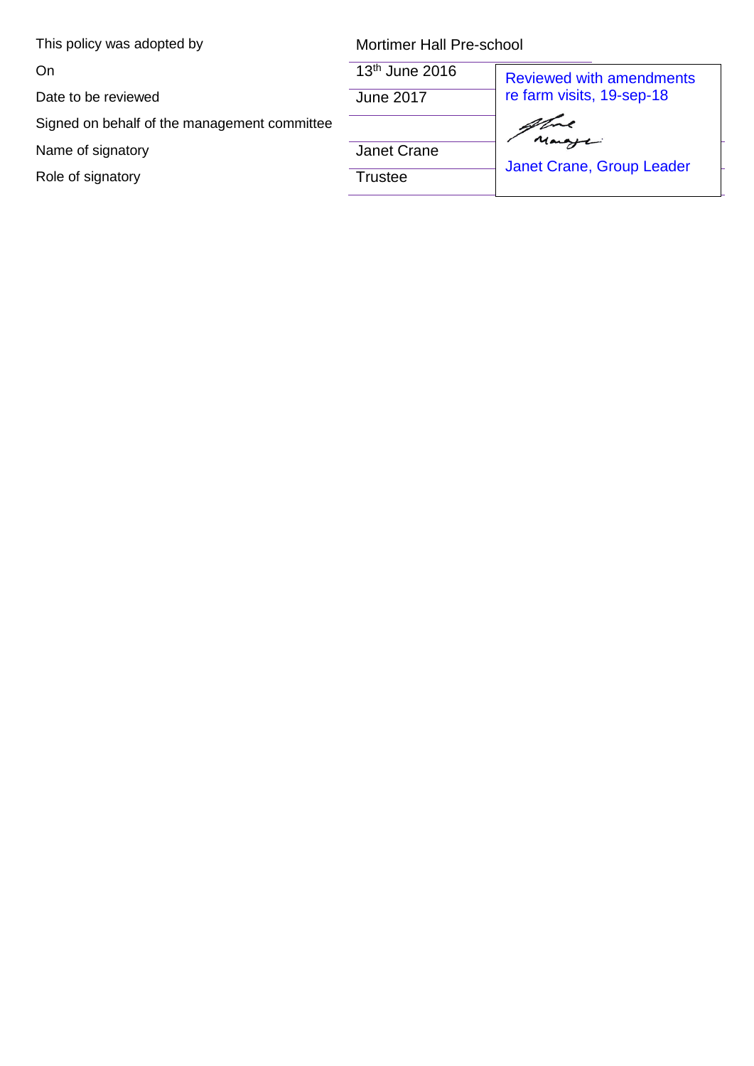| | |
|---|---|
| This policy was adopted by | Mortimer Hall Pre-school |
| On | 13th June 2016 |
| Date to be reviewed | June 2017 |
| Signed on behalf of the management committee | |
| Name of signatory | Janet Crane |
| Role of signatory | Trustee |

Reviewed with amendments re farm visits, 19-sep-18

Janet Crane, Group Leader